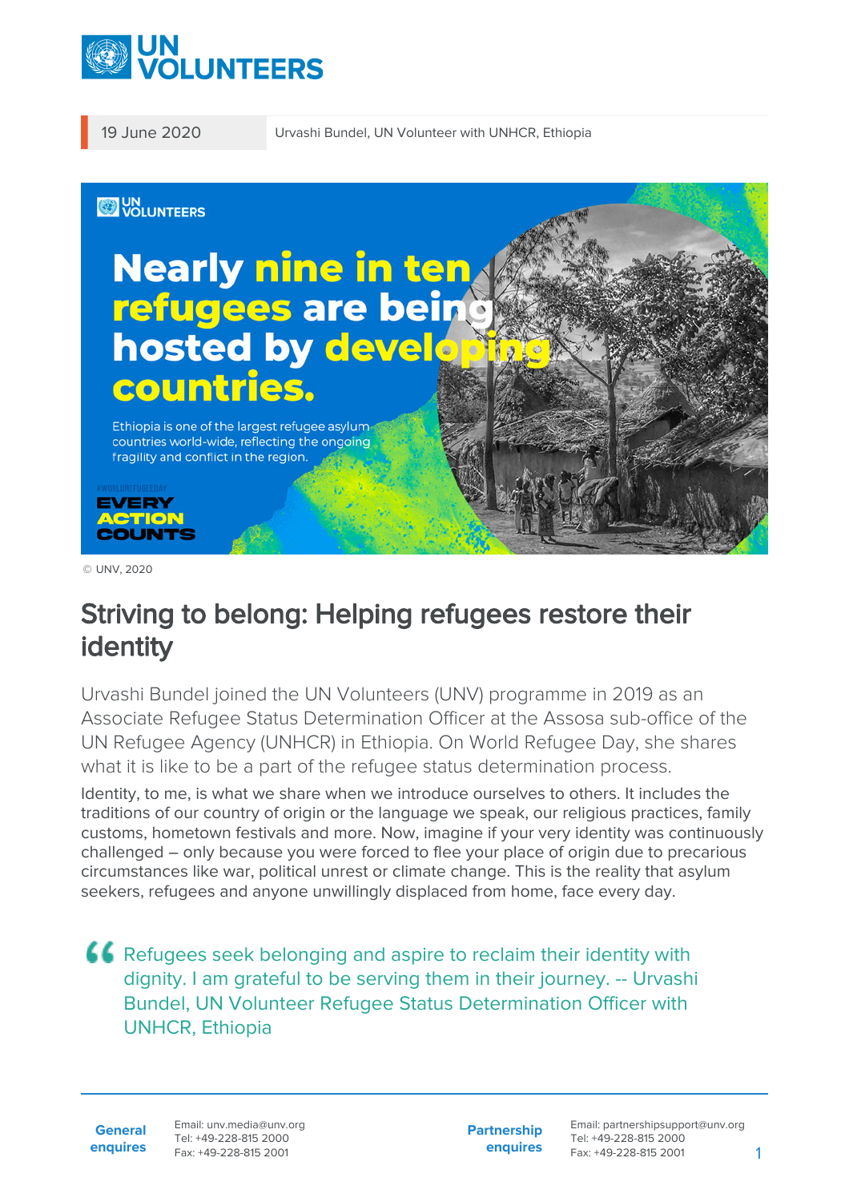19 June 2020

Urvashi Bundel, UN Volunteer with UNHCR, Ethiopia

© UNV, 2020

# Striving to belong: Helping refugees restore their identity

Urvashi Bundel joined the UN Volunteers (UNV) programme in 2019 as an Associate Refugee Status Determination Officer at the Assosa sub-office of the UN Refugee Agency (UNHCR) in Ethiopia. On World Refugee Day, she shares what it is like to be a part of the refugee status determination process.

Identity, to me, is what we share when we introduce ourselves to others. It includes the traditions of our country of origin or the language we speak, our religious practices, family customs, hometown festivals and more. Now, imagine if your very identity was continuously challenged – only because you were forced to flee your place of origin due to precarious circumstances like war, political unrest or climate change. This is the reality that asylum seekers, refugees and anyone unwillingly displaced from home, face every day.

> Refugees seek belonging and aspire to reclaim their identity with dignity. I am grateful to be serving them in their journey. -- Urvashi Bundel, UN Volunteer Refugee Status Determination Officer with UNHCR, Ethiopia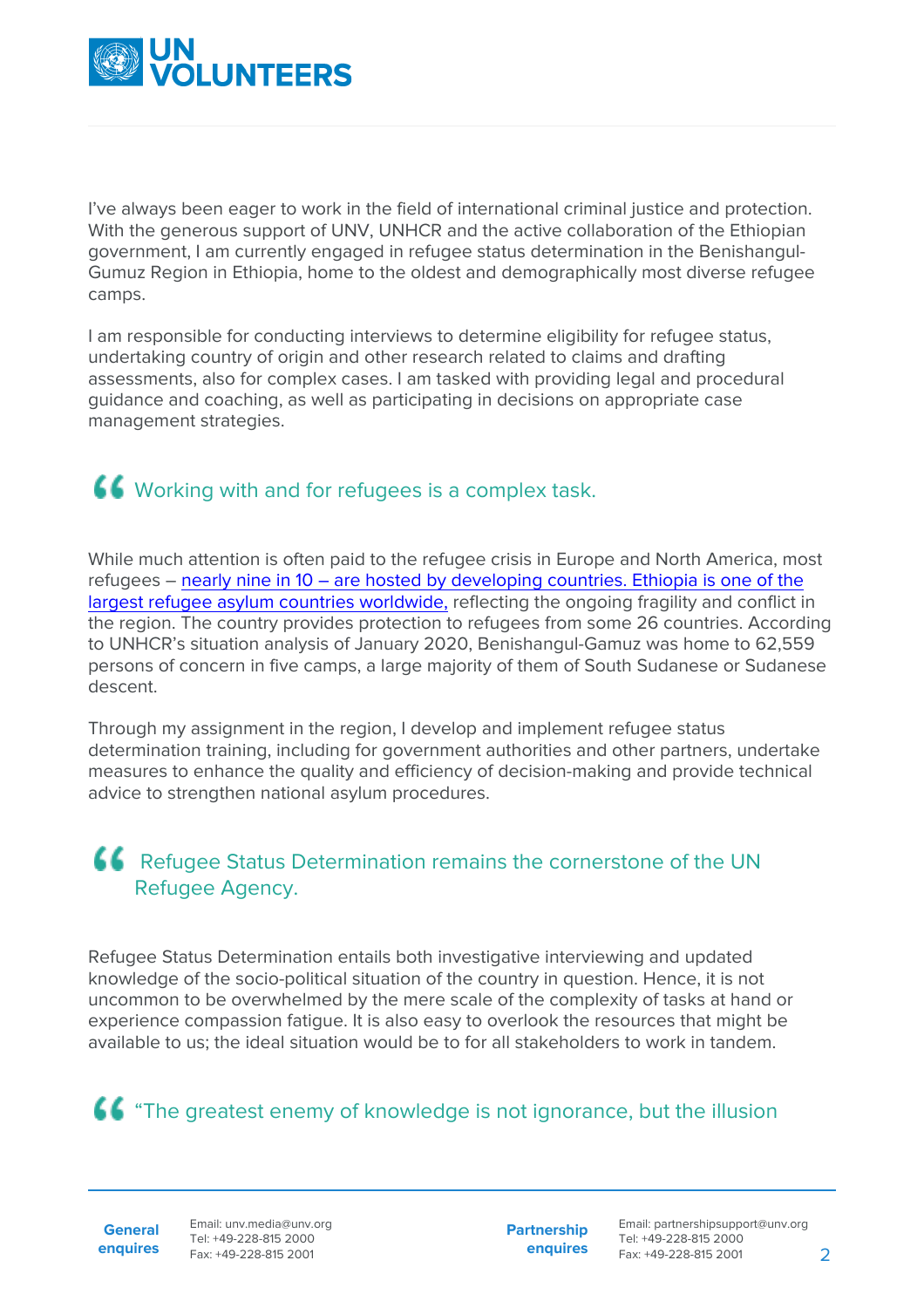I've always been eager to work in the field of international criminal justice and protection. With the generous support of UNV, UNHCR and the active collaboration of the Ethiopian government, I am currently engaged in refugee status determination in the Benishangul-Gumuz Region in Ethiopia, home to the oldest and demographically most diverse refugee camps.

I am responsible for conducting interviews to determine eligibility for refugee status, undertaking country of origin and other research related to claims and drafting assessments, also for complex cases. I am tasked with providing legal and procedural guidance and coaching, as well as participating in decisions on appropriate case management strategies.

> Working with and for refugees is a complex task.

While much attention is often paid to the refugee crisis in Europe and North America, most refugees – nearly nine in 10 – are hosted by developing countries. Ethiopia is one of the largest refugee asylum countries worldwide, reflecting the ongoing fragility and conflict in the region. The country provides protection to refugees from some 26 countries. According to UNHCR's situation analysis of January 2020, Benishangul-Gamuz was home to 62,559 persons of concern in five camps, a large majority of them of South Sudanese or Sudanese descent.

Through my assignment in the region, I develop and implement refugee status determination training, including for government authorities and other partners, undertake measures to enhance the quality and efficiency of decision-making and provide technical advice to strengthen national asylum procedures.

> Refugee Status Determination remains the cornerstone of the UN Refugee Agency.

Refugee Status Determination entails both investigative interviewing and updated knowledge of the socio-political situation of the country in question. Hence, it is not uncommon to be overwhelmed by the mere scale of the complexity of tasks at hand or experience compassion fatigue. It is also easy to overlook the resources that might be available to us; the ideal situation would be to for all stakeholders to work in tandem.

> "The greatest enemy of knowledge is not ignorance, but the illusion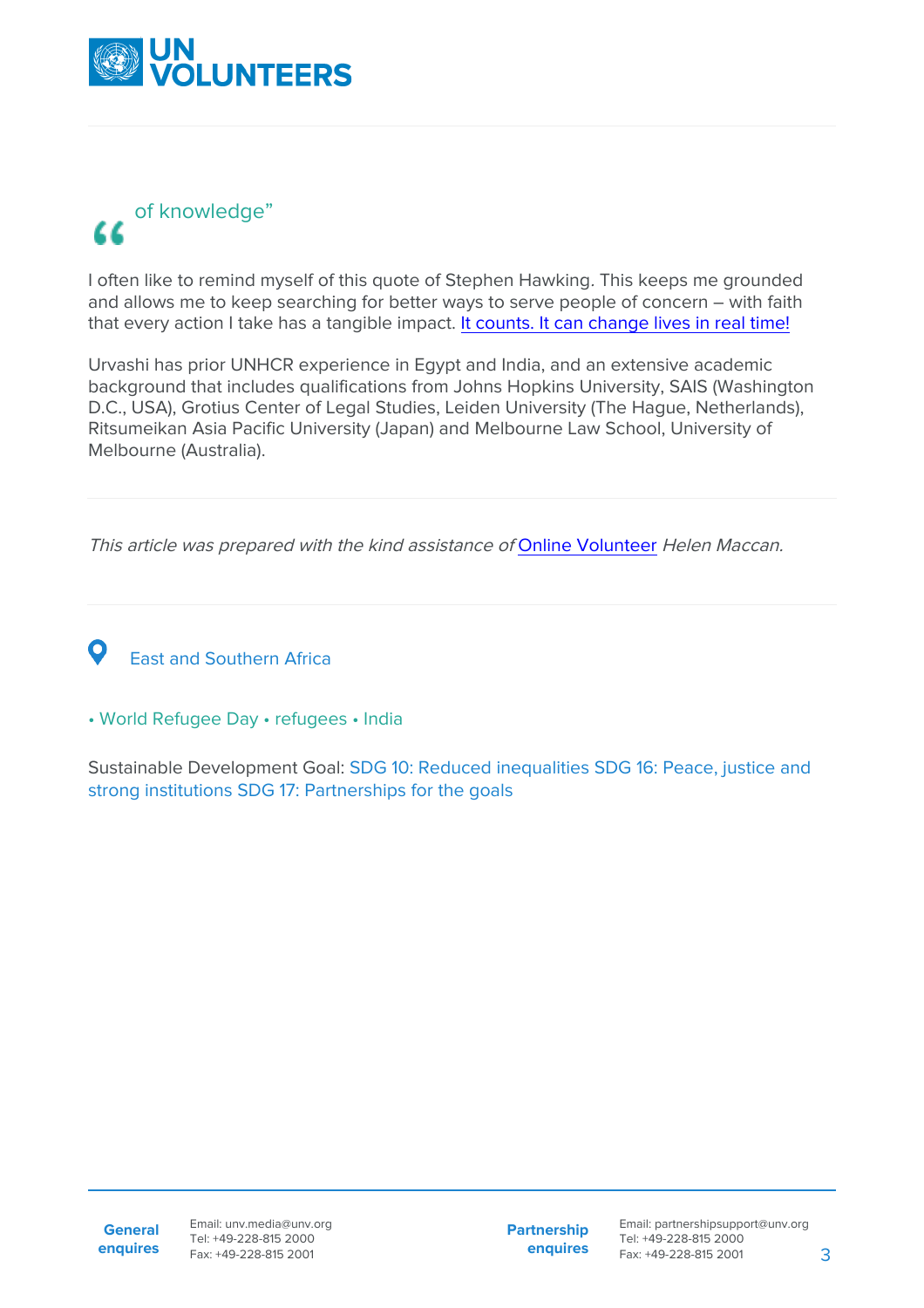> “ of knowledge”

I often like to remind myself of this quote of Stephen Hawking. This keeps me grounded and allows me to keep searching for better ways to serve people of concern – with faith that every action I take has a tangible impact. It counts. It can change lives in real time!

Urvashi has prior UNHCR experience in Egypt and India, and an extensive academic background that includes qualifications from Johns Hopkins University, SAIS (Washington D.C., USA), Grotius Center of Legal Studies, Leiden University (The Hague, Netherlands), Ritsumeikan Asia Pacific University (Japan) and Melbourne Law School, University of Melbourne (Australia).

---

*This article was prepared with the kind assistance of* Online Volunteer *Helen Maccan.*

---

East and Southern Africa

• World Refugee Day • refugees • India

Sustainable Development Goal: SDG 10: Reduced inequalities SDG 16: Peace, justice and strong institutions SDG 17: Partnerships for the goals

**General enquires**
Email: unv.media@unv.org
Tel: +49-228-815 2000
Fax: +49-228-815 2001

**Partnership enquires**
Email: partnershipsupport@unv.org
Tel: +49-228-815 2000
Fax: +49-228-815 2001